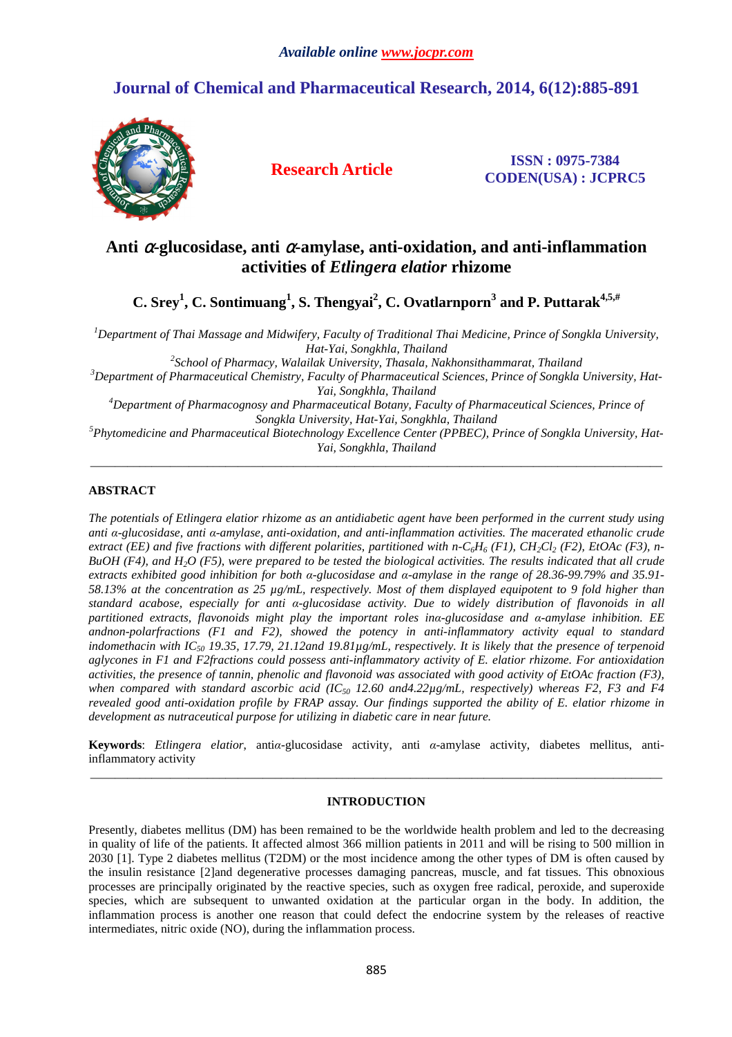# Anti α-glucosidase, anti α-amylase, anti-oxidation, and anti-inflammation activities of *Etlingera elatior* rhizome

**C. Srey[1], C. Sontimuang[1], S. Thengyai[2], C. Ovatlarnporn[3] and P. Puttarak[4,5,#]**

*[1]Department of Thai Massage and Midwifery, Faculty of Traditional Thai Medicine, Prince of Songkla University, Hat-Yai, Songkhla, Thailand*
*[2]School of Pharmacy, Walailak University, Thasala, Nakhonsithammarat, Thailand*
*[3]Department of Pharmaceutical Chemistry, Faculty of Pharmaceutical Sciences, Prince of Songkla University, Hat-Yai, Songkhla, Thailand*
*[4]Department of Pharmacognosy and Pharmaceutical Botany, Faculty of Pharmaceutical Sciences, Prince of Songkla University, Hat-Yai, Songkhla, Thailand*
*[5]Phytomedicine and Pharmaceutical Biotechnology Excellence Center (PPBEC), Prince of Songkla University, Hat-Yai, Songkhla, Thailand*

---

## ABSTRACT

*The potentials of Etlingera elatior rhizome as an antidiabetic agent have been performed in the current study using anti α-glucosidase, anti α-amylase, anti-oxidation, and anti-inflammation activities. The macerated ethanolic crude extract (EE) and five fractions with different polarities, partitioned with n-$C_6H_6$ (F1), $CH_2Cl_2$ (F2), EtOAc (F3), n-BuOH (F4), and $H_2O$ (F5), were prepared to be tested the biological activities. The results indicated that all crude extracts exhibited good inhibition for both α-glucosidase and α-amylase in the range of 28.36-99.79% and 35.91-58.13% at the concentration as 25 µg/mL, respectively. Most of them displayed equipotent to 9 fold higher than standard acabose, especially for anti α-glucosidase activity. Due to widely distribution of flavonoids in all partitioned extracts, flavonoids might play the important roles inα-glucosidase and α-amylase inhibition. EE andnon-polarfractions (F1 and F2), showed the potency in anti-inflammatory activity equal to standard indomethacin with $IC_{50}$ 19.35, 17.79, 21.12and 19.81µg/mL, respectively. It is likely that the presence of terpenoid aglycones in F1 and F2fractions could possess anti-inflammatory activity of E. elatior rhizome. For antioxidation activities, the presence of tannin, phenolic and flavonoid was associated with good activity of EtOAc fraction (F3), when compared with standard ascorbic acid ($IC_{50}$ 12.60 and4.22µg/mL, respectively) whereas F2, F3 and F4 revealed good anti-oxidation profile by FRAP assay. Our findings supported the ability of E. elatior rhizome in development as nutraceutical purpose for utilizing in diabetic care in near future.*

**Keywords**: *Etlingera elatior*, antiα-glucosidase activity, anti *α*-amylase activity, diabetes mellitus, anti-inflammatory activity

---

## INTRODUCTION

Presently, diabetes mellitus (DM) has been remained to be the worldwide health problem and led to the decreasing in quality of life of the patients. It affected almost 366 million patients in 2011 and will be rising to 500 million in 2030 [1]. Type 2 diabetes mellitus (T2DM) or the most incidence among the other types of DM is often caused by the insulin resistance [2]and degenerative processes damaging pancreas, muscle, and fat tissues. This obnoxious processes are principally originated by the reactive species, such as oxygen free radical, peroxide, and superoxide species, which are subsequent to unwanted oxidation at the particular organ in the body. In addition, the inflammation process is another one reason that could defect the endocrine system by the releases of reactive intermediates, nitric oxide (NO), during the inflammation process.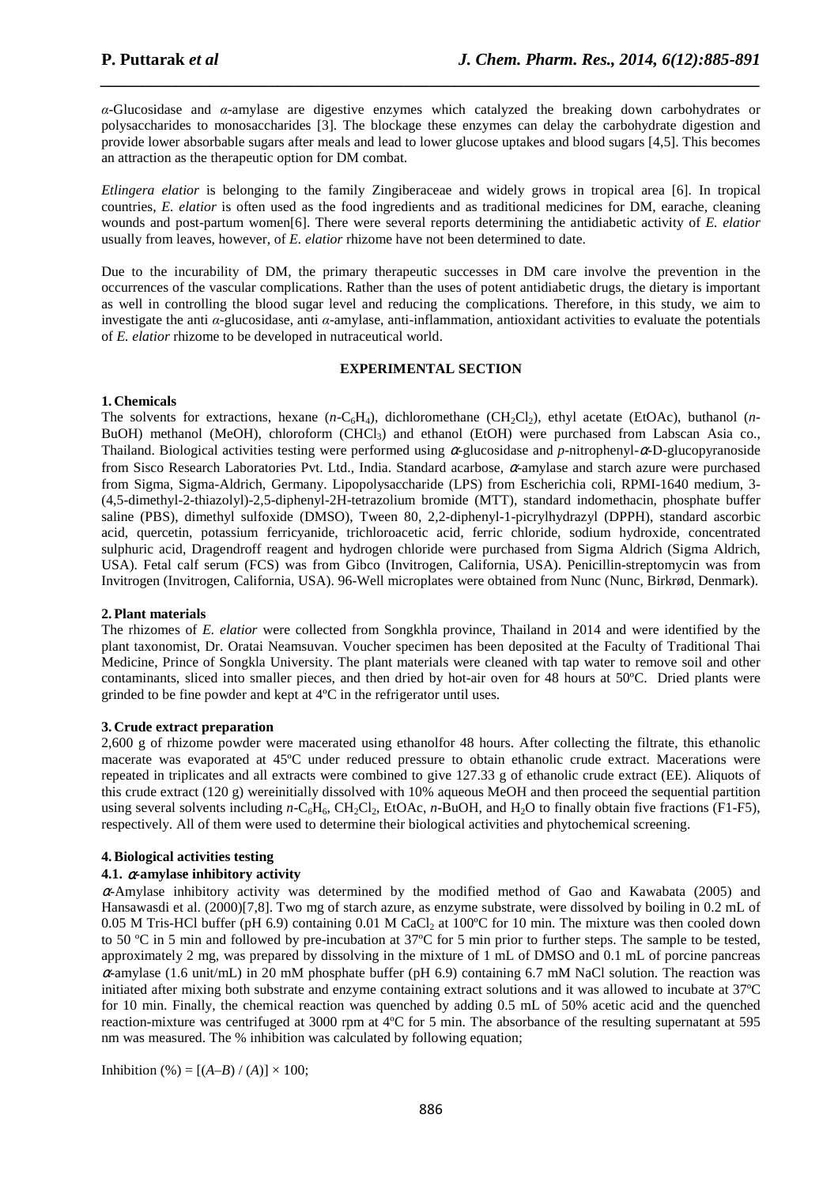*α*-Glucosidase and *α*-amylase are digestive enzymes which catalyzed the breaking down carbohydrates or polysaccharides to monosaccharides [3]. The blockage these enzymes can delay the carbohydrate digestion and provide lower absorbable sugars after meals and lead to lower glucose uptakes and blood sugars [4,5]. This becomes an attraction as the therapeutic option for DM combat.

*Etlingera elatior* is belonging to the family Zingiberaceae and widely grows in tropical area [6]. In tropical countries, *E. elatior* is often used as the food ingredients and as traditional medicines for DM, earache, cleaning wounds and post-partum women[6]. There were several reports determining the antidiabetic activity of *E. elatior* usually from leaves, however, of *E. elatior* rhizome have not been determined to date.

Due to the incurability of DM, the primary therapeutic successes in DM care involve the prevention in the occurrences of the vascular complications. Rather than the uses of potent antidiabetic drugs, the dietary is important as well in controlling the blood sugar level and reducing the complications. Therefore, in this study, we aim to investigate the anti *α*-glucosidase, anti *α*-amylase, anti-inflammation, antioxidant activities to evaluate the potentials of *E. elatior* rhizome to be developed in nutraceutical world.

## EXPERIMENTAL SECTION

### 1. Chemicals

The solvents for extractions, hexane ($n$-$C_6H_4$), dichloromethane ($CH_2Cl_2$), ethyl acetate (EtOAc), buthanol ($n$-BuOH) methanol (MeOH), chloroform ($CHCl_3$) and ethanol (EtOH) were purchased from Labscan Asia co., Thailand. Biological activities testing were performed using *α*-glucosidase and *p*-nitrophenyl-*α*-D-glucopyranoside from Sisco Research Laboratories Pvt. Ltd., India. Standard acarbose, *α*-amylase and starch azure were purchased from Sigma, Sigma-Aldrich, Germany. Lipopolysaccharide (LPS) from Escherichia coli, RPMI-1640 medium, 3-(4,5-dimethyl-2-thiazolyl)-2,5-diphenyl-2H-tetrazolium bromide (MTT), standard indomethacin, phosphate buffer saline (PBS), dimethyl sulfoxide (DMSO), Tween 80, 2,2-diphenyl-1-picrylhydrazyl (DPPH), standard ascorbic acid, quercetin, potassium ferricyanide, trichloroacetic acid, ferric chloride, sodium hydroxide, concentrated sulphuric acid, Dragendroff reagent and hydrogen chloride were purchased from Sigma Aldrich (Sigma Aldrich, USA). Fetal calf serum (FCS) was from Gibco (Invitrogen, California, USA). Penicillin-streptomycin was from Invitrogen (Invitrogen, California, USA). 96-Well microplates were obtained from Nunc (Nunc, Birkrød, Denmark).

### 2. Plant materials

The rhizomes of *E. elatior* were collected from Songkhla province, Thailand in 2014 and were identified by the plant taxonomist, Dr. Oratai Neamsuvan. Voucher specimen has been deposited at the Faculty of Traditional Thai Medicine, Prince of Songkla University. The plant materials were cleaned with tap water to remove soil and other contaminants, sliced into smaller pieces, and then dried by hot-air oven for 48 hours at 50ºC. Dried plants were grinded to be fine powder and kept at 4ºC in the refrigerator until uses.

### 3. Crude extract preparation

2,600 g of rhizome powder were macerated using ethanolfor 48 hours. After collecting the filtrate, this ethanolic macerate was evaporated at 45ºC under reduced pressure to obtain ethanolic crude extract. Macerations were repeated in triplicates and all extracts were combined to give 127.33 g of ethanolic crude extract (EE). Aliquots of this crude extract (120 g) wereinitially dissolved with 10% aqueous MeOH and then proceed the sequential partition using several solvents including $n$-$C_6H_6$, $CH_2Cl_2$, EtOAc, $n$-BuOH, and $H_2O$ to finally obtain five fractions (F1-F5), respectively. All of them were used to determine their biological activities and phytochemical screening.

### 4. Biological activities testing

#### 4.1. *α*-amylase inhibitory activity

*α*-Amylase inhibitory activity was determined by the modified method of Gao and Kawabata (2005) and Hansawasdi et al. (2000)[7,8]. Two mg of starch azure, as enzyme substrate, were dissolved by boiling in 0.2 mL of 0.05 M Tris-HCl buffer (pH 6.9) containing 0.01 M $CaCl_2$ at 100ºC for 10 min. The mixture was then cooled down to 50 ºC in 5 min and followed by pre-incubation at 37ºC for 5 min prior to further steps. The sample to be tested, approximately 2 mg, was prepared by dissolving in the mixture of 1 mL of DMSO and 0.1 mL of porcine pancreas *α*-amylase (1.6 unit/mL) in 20 mM phosphate buffer (pH 6.9) containing 6.7 mM NaCl solution. The reaction was initiated after mixing both substrate and enzyme containing extract solutions and it was allowed to incubate at 37ºC for 10 min. Finally, the chemical reaction was quenched by adding 0.5 mL of 50% acetic acid and the quenched reaction-mixture was centrifuged at 3000 rpm at 4ºC for 5 min. The absorbance of the resulting supernatant at 595 nm was measured. The % inhibition was calculated by following equation;

Inhibition (%) = $[(A–B) / (A)] \times 100$;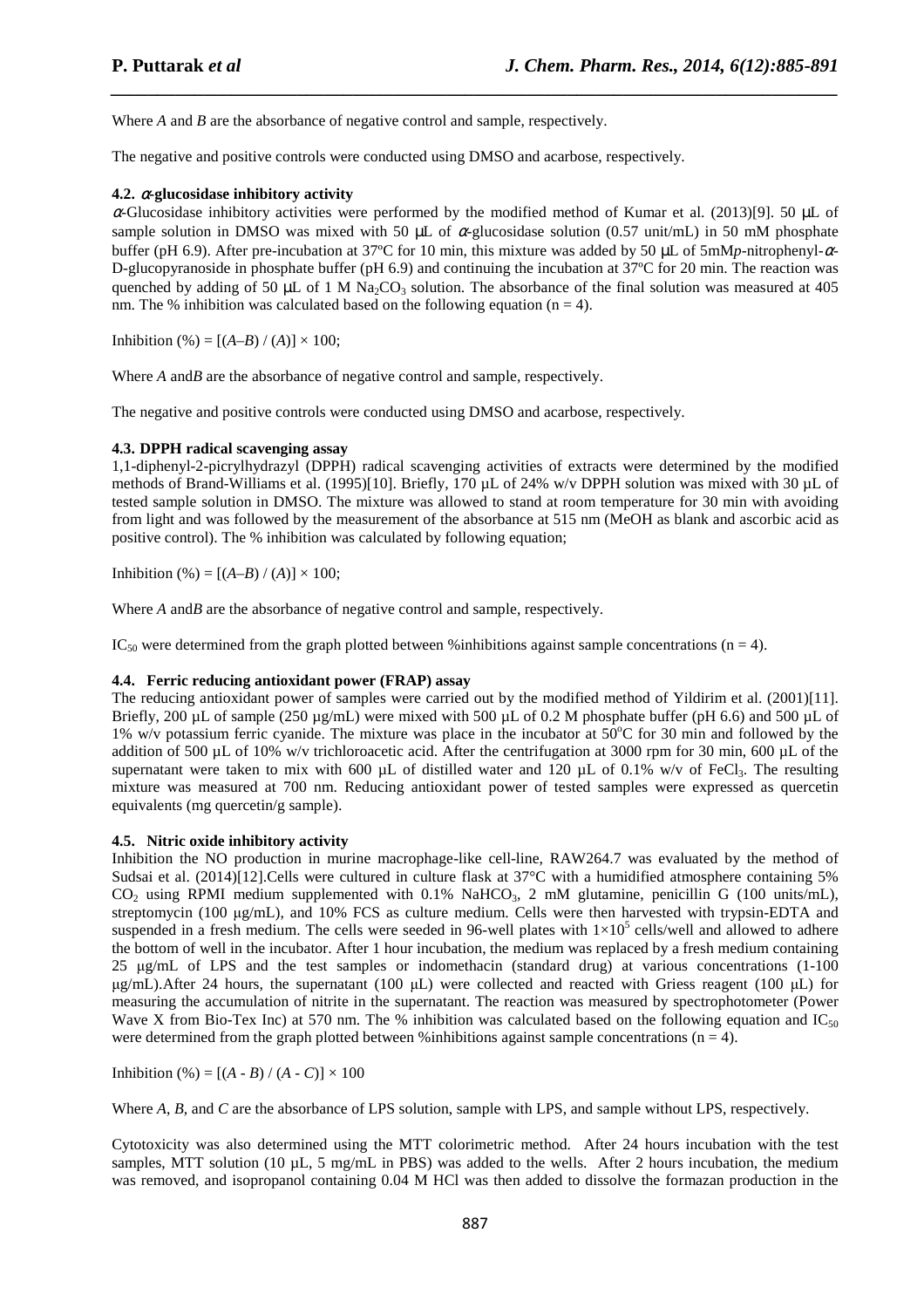Where *A* and *B* are the absorbance of negative control and sample, respectively.

The negative and positive controls were conducted using DMSO and acarbose, respectively.

#### 4.2. $\alpha$-glucosidase inhibitory activity

$\alpha$-Glucosidase inhibitory activities were performed by the modified method of Kumar et al. (2013)[9]. 50 μL of sample solution in DMSO was mixed with 50 μL of $\alpha$-glucosidase solution (0.57 unit/mL) in 50 mM phosphate buffer (pH 6.9). After pre-incubation at 37ºC for 10 min, this mixture was added by 50 μL of 5mM*p*-nitrophenyl-$\alpha$-D-glucopyranoside in phosphate buffer (pH 6.9) and continuing the incubation at 37ºC for 20 min. The reaction was quenched by adding of 50 μL of 1 M $Na_2CO_3$ solution. The absorbance of the final solution was measured at 405 nm. The % inhibition was calculated based on the following equation ($n = 4$).

Inhibition (%) = $[(A–B) / (A)] \times 100$;

Where *A* and*B* are the absorbance of negative control and sample, respectively.

The negative and positive controls were conducted using DMSO and acarbose, respectively.

#### 4.3. DPPH radical scavenging assay

1,1-diphenyl-2-picrylhydrazyl (DPPH) radical scavenging activities of extracts were determined by the modified methods of Brand-Williams et al. (1995)[10]. Briefly, 170 µL of 24% w/v DPPH solution was mixed with 30 µL of tested sample solution in DMSO. The mixture was allowed to stand at room temperature for 30 min with avoiding from light and was followed by the measurement of the absorbance at 515 nm (MeOH as blank and ascorbic acid as positive control). The % inhibition was calculated by following equation;

Inhibition (%) = $[(A–B) / (A)] \times 100$;

Where *A* and*B* are the absorbance of negative control and sample, respectively.

$IC_{50}$ were determined from the graph plotted between %inhibitions against sample concentrations ($n = 4$).

#### 4.4. Ferric reducing antioxidant power (FRAP) assay

The reducing antioxidant power of samples were carried out by the modified method of Yildirim et al. (2001)[11]. Briefly, 200 µL of sample (250 µg/mL) were mixed with 500 µL of 0.2 M phosphate buffer (pH 6.6) and 500 µL of 1% w/v potassium ferric cyanide. The mixture was place in the incubator at 50$^{o}$C for 30 min and followed by the addition of 500 µL of 10% w/v trichloroacetic acid. After the centrifugation at 3000 rpm for 30 min, 600 µL of the supernatant were taken to mix with 600 µL of distilled water and 120 µL of 0.1% w/v of $FeCl_3$. The resulting mixture was measured at 700 nm. Reducing antioxidant power of tested samples were expressed as quercetin equivalents (mg quercetin/g sample).

#### 4.5. Nitric oxide inhibitory activity

Inhibition the NO production in murine macrophage-like cell-line, RAW264.7 was evaluated by the method of Sudsai et al. (2014)[12].Cells were cultured in culture flask at 37°C with a humidified atmosphere containing 5% $CO_2$ using RPMI medium supplemented with 0.1% $NaHCO_3$, 2 mM glutamine, penicillin G (100 units/mL), streptomycin (100 µg/mL), and 10% FCS as culture medium. Cells were then harvested with trypsin-EDTA and suspended in a fresh medium. The cells were seeded in 96-well plates with $1\times10^5$ cells/well and allowed to adhere the bottom of well in the incubator. After 1 hour incubation, the medium was replaced by a fresh medium containing 25 µg/mL of LPS and the test samples or indomethacin (standard drug) at various concentrations (1-100 µg/mL).After 24 hours, the supernatant (100 µL) were collected and reacted with Griess reagent (100 µL) for measuring the accumulation of nitrite in the supernatant. The reaction was measured by spectrophotometer (Power Wave X from Bio-Tex Inc) at 570 nm. The % inhibition was calculated based on the following equation and $IC_{50}$ were determined from the graph plotted between %inhibitions against sample concentrations ($n = 4$).

Inhibition (%) = $[(A - B) / (A - C)] \times 100$

Where *A*, *B*, and *C* are the absorbance of LPS solution, sample with LPS, and sample without LPS, respectively.

Cytotoxicity was also determined using the MTT colorimetric method. After 24 hours incubation with the test samples, MTT solution (10 µL, 5 mg/mL in PBS) was added to the wells. After 2 hours incubation, the medium was removed, and isopropanol containing 0.04 M HCl was then added to dissolve the formazan production in the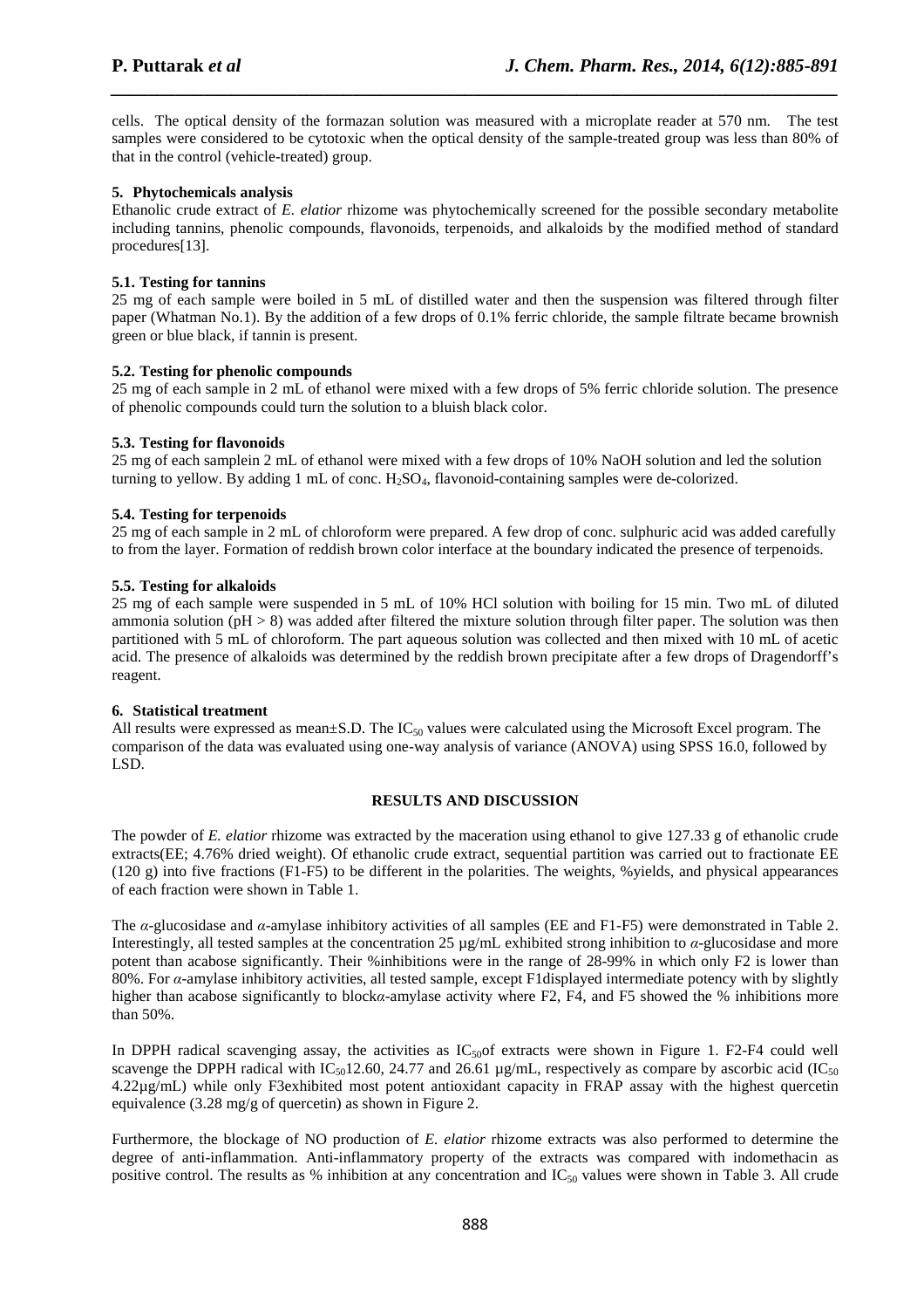cells. The optical density of the formazan solution was measured with a microplate reader at 570 nm. The test samples were considered to be cytotoxic when the optical density of the sample-treated group was less than 80% of that in the control (vehicle-treated) group.

**5. Phytochemicals analysis**

Ethanolic crude extract of *E. elatior* rhizome was phytochemically screened for the possible secondary metabolite including tannins, phenolic compounds, flavonoids, terpenoids, and alkaloids by the modified method of standard procedures[13].

**5.1. Testing for tannins**

25 mg of each sample were boiled in 5 mL of distilled water and then the suspension was filtered through filter paper (Whatman No.1). By the addition of a few drops of 0.1% ferric chloride, the sample filtrate became brownish green or blue black, if tannin is present.

**5.2. Testing for phenolic compounds**

25 mg of each sample in 2 mL of ethanol were mixed with a few drops of 5% ferric chloride solution. The presence of phenolic compounds could turn the solution to a bluish black color.

**5.3. Testing for flavonoids**

25 mg of each samplein 2 mL of ethanol were mixed with a few drops of 10% NaOH solution and led the solution turning to yellow. By adding 1 mL of conc. $H_2SO_4$, flavonoid-containing samples were de-colorized.

**5.4. Testing for terpenoids**

25 mg of each sample in 2 mL of chloroform were prepared. A few drop of conc. sulphuric acid was added carefully to from the layer. Formation of reddish brown color interface at the boundary indicated the presence of terpenoids.

**5.5. Testing for alkaloids**

25 mg of each sample were suspended in 5 mL of 10% HCl solution with boiling for 15 min. Two mL of diluted ammonia solution (pH > 8) was added after filtered the mixture solution through filter paper. The solution was then partitioned with 5 mL of chloroform. The part aqueous solution was collected and then mixed with 10 mL of acetic acid. The presence of alkaloids was determined by the reddish brown precipitate after a few drops of Dragendorff's reagent.

**6. Statistical treatment**

All results were expressed as mean±S.D. The $IC_{50}$ values were calculated using the Microsoft Excel program. The comparison of the data was evaluated using one-way analysis of variance (ANOVA) using SPSS 16.0, followed by LSD.

## RESULTS AND DISCUSSION

The powder of *E. elatior* rhizome was extracted by the maceration using ethanol to give 127.33 g of ethanolic crude extracts(EE; 4.76% dried weight). Of ethanolic crude extract, sequential partition was carried out to fractionate EE (120 g) into five fractions (F1-F5) to be different in the polarities. The weights, %yields, and physical appearances of each fraction were shown in Table 1.

The *α*-glucosidase and *α*-amylase inhibitory activities of all samples (EE and F1-F5) were demonstrated in Table 2. Interestingly, all tested samples at the concentration 25 µg/mL exhibited strong inhibition to *α*-glucosidase and more potent than acabose significantly. Their %inhibitions were in the range of 28-99% in which only F2 is lower than 80%. For *α*-amylase inhibitory activities, all tested sample, except F1displayed intermediate potency with by slightly higher than acabose significantly to block*α*-amylase activity where F2, F4, and F5 showed the % inhibitions more than 50%.

In DPPH radical scavenging assay, the activities as $IC_{50}$of extracts were shown in Figure 1. F2-F4 could well scavenge the DPPH radical with $IC_{50}$12.60, 24.77 and 26.61 µg/mL, respectively as compare by ascorbic acid ($IC_{50}$ 4.22µg/mL) while only F3exhibited most potent antioxidant capacity in FRAP assay with the highest quercetin equivalence (3.28 mg/g of quercetin) as shown in Figure 2.

Furthermore, the blockage of NO production of *E. elatior* rhizome extracts was also performed to determine the degree of anti-inflammation. Anti-inflammatory property of the extracts was compared with indomethacin as positive control. The results as % inhibition at any concentration and $IC_{50}$ values were shown in Table 3. All crude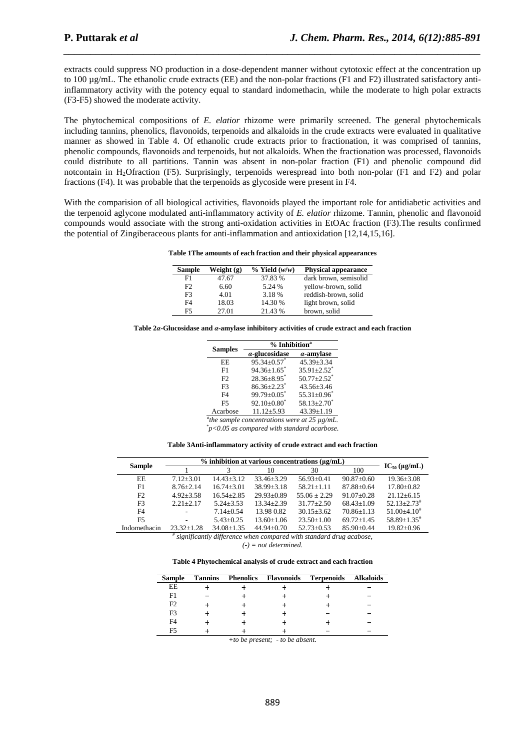extracts could suppress NO production in a dose-dependent manner without cytotoxic effect at the concentration up to 100 µg/mL. The ethanolic crude extracts (EE) and the non-polar fractions (F1 and F2) illustrated satisfactory anti-inflammatory activity with the potency equal to standard indomethacin, while the moderate to high polar extracts (F3-F5) showed the moderate activity.

The phytochemical compositions of *E. elatior* rhizome were primarily screened. The general phytochemicals including tannins, phenolics, flavonoids, terpenoids and alkaloids in the crude extracts were evaluated in qualitative manner as showed in Table 4. Of ethanolic crude extracts prior to fractionation, it was comprised of tannins, phenolic compounds, flavonoids and terpenoids, but not alkaloids. When the fractionation was processed, flavonoids could distribute to all partitions. Tannin was absent in non-polar fraction (F1) and phenolic compound did notcontain in $H_2O$fraction (F5). Surprisingly, terpenoids werespread into both non-polar (F1 and F2) and polar fractions (F4). It was probable that the terpenoids as glycoside were present in F4.

With the comparision of all biological activities, flavonoids played the important role for antidiabetic activities and the terpenoid aglycone modulated anti-inflammatory activity of *E. elatior* rhizome. Tannin, phenolic and flavonoid compounds would associate with the strong anti-oxidation activities in EtOAc fraction (F3).The results confirmed the potential of Zingiberaceous plants for anti-inflammation and antioxidation [12,14,15,16].

**Table 1The amounts of each fraction and their physical appearances**

| Sample | Weight (g) | % Yield (*w/w*) | Physical appearance |
|---|---|---|---|
| F1 | 47.67 | 37.83 % | dark brown, semisolid |
| F2 | 6.60 | 5.24 % | yellow-brown, solid |
| F3 | 4.01 | 3.18 % | reddish-brown, solid |
| F4 | 18.03 | 14.30 % | light brown, solid |
| F5 | 27.01 | 21.43 % | brown, solid |

**Table 2*α*-Glucosidase and *α*-amylase inhibitory activities of crude extract and each fraction**

| Samples | % Inhibition[a] | |
|---|---|---|
| | *α*-glucosidase | *α*-amylase |
| EE | 95.34±0.57[*] | 45.39±3.34 |
| F1 | 94.36±1.65[*] | 35.91±2.52[*] |
| F2 | 28.36±8.95[*] | 50.77±2.52[*] |
| F3 | 86.36±2.23[*] | 43.56±3.46 |
| F4 | 99.79±0.05[*] | 55.31±0.96[*] |
| F5 | 92.10±0.80[*] | 58.13±2.70[*] |
| Acarbose | 11.12±5.93 | 43.39±1.19 |

[a]*the sample concentrations were at 25 µg/mL.*
[*]*p<0.05 as compared with standard acarbose.*

**Table 3Anti-inflammatory activity of crude extract and each fraction**

| Sample | % inhibition at various concentrations (µg/mL) | | | | | $IC_{50}$ (µg/mL) |
|---|---|---|---|---|---|---|
| | 1 | 3 | 10 | 30 | 100 | |
| EE | 7.12±3.01 | 14.43±3.12 | 33.46±3.29 | 56.93±0.41 | 90.87±0.60 | 19.36±3.08 |
| F1 | 8.76±2.14 | 16.74±3.01 | 38.99±3.18 | 58.21±1.11 | 87.88±0.64 | 17.80±0.82 |
| F2 | 4.92±3.58 | 16.54±2.85 | 29.93±0.89 | 55.06 ± 2.29 | 91.07±0.28 | 21.12±6.15 |
| F3 | 2.21±2.17 | 5.24±3.53 | 13.34±2.39 | 31.77±2.50 | 68.43±1.09 | 52.13±2.73[#] |
| F4 | - | 7.14±0.54 | 13.98 0.82 | 30.15±3.62 | 70.86±1.13 | 51.00±4.10[#] |
| F5 | - | 5.43±0.25 | 13.60±1.06 | 23.50±1.00 | 69.72±1.45 | 58.89±1.35[#] |
| Indomethacin | 23.32±1.28 | 34.08±1.35 | 44.94±0.70 | 52.73±0.53 | 85.90±0.44 | 19.82±0.96 |

[#] *significantly difference when compared with standard drug acabose,*
*(-) = not determined.*

**Table 4 Phytochemical analysis of crude extract and each fraction**

| Sample | Tannins | Phenolics | Flavonoids | Terpenoids | Alkaloids |
|---|---|---|---|---|---|
| EE | + | + | + | + | − |
| F1 | − | + | + | + | − |
| F2 | + | + | + | + | − |
| F3 | + | + | + | − | − |
| F4 | + | + | + | + | − |
| F5 | + | + | + | − | − |

*+to be present; - to be absent.*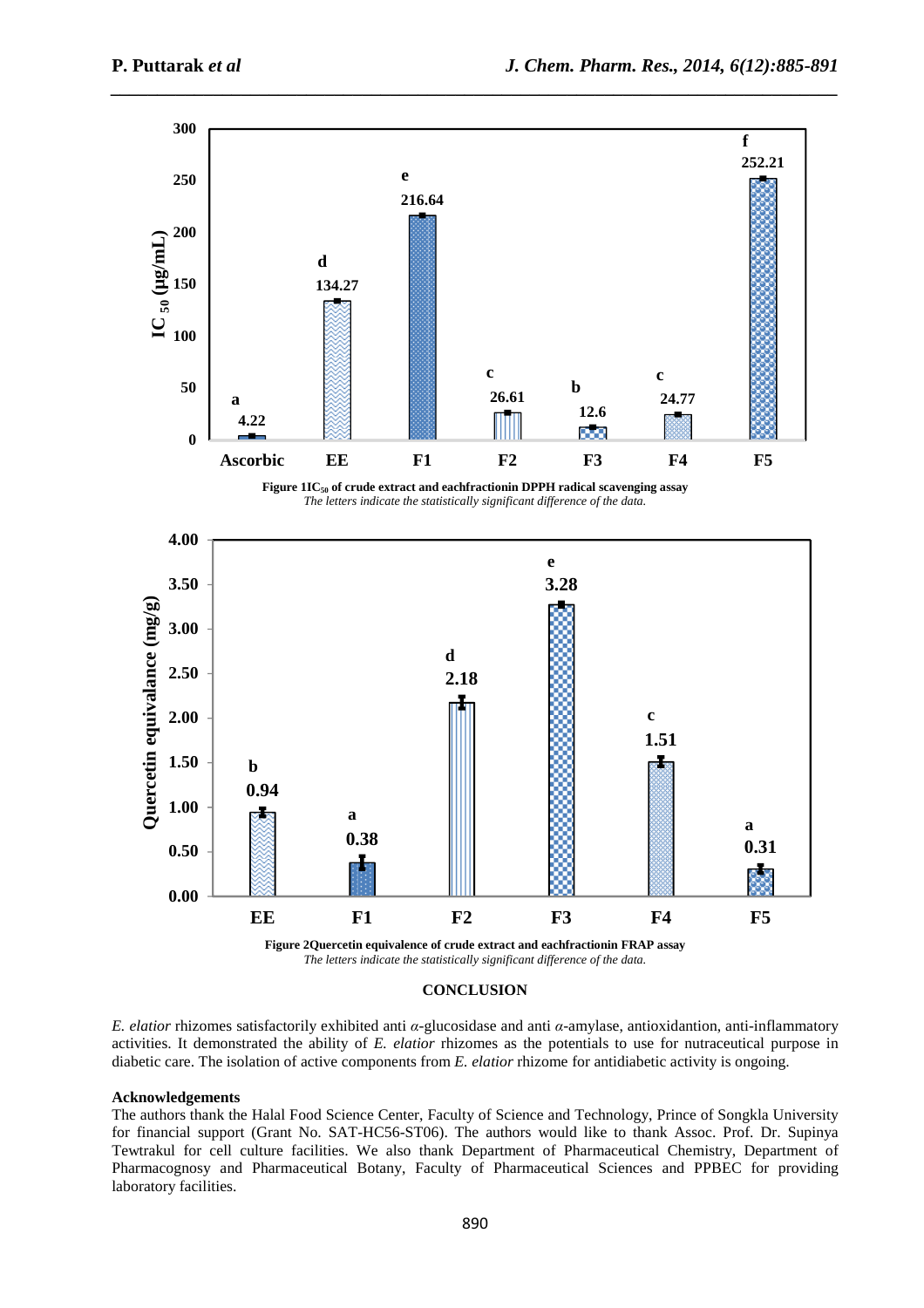Figure 1 $IC_{50}$ of crude extract and eachfractionin DPPH radical scavenging assay

*The letters indicate the statistically significant difference of the data.*

Figure 2Quercetin equivalence of crude extract and eachfractionin FRAP assay

*The letters indicate the statistically significant difference of the data.*

## CONCLUSION

*E. elatior* rhizomes satisfactorily exhibited anti α-glucosidase and anti α-amylase, antioxidantion, anti-inflammatory activities. It demonstrated the ability of *E. elatior* rhizomes as the potentials to use for nutraceutical purpose in diabetic care. The isolation of active components from *E. elatior* rhizome for antidiabetic activity is ongoing.

### Acknowledgements

The authors thank the Halal Food Science Center, Faculty of Science and Technology, Prince of Songkla University for financial support (Grant No. SAT-HC56-ST06). The authors would like to thank Assoc. Prof. Dr. Supinya Tewtrakul for cell culture facilities. We also thank Department of Pharmaceutical Chemistry, Department of Pharmacognosy and Pharmaceutical Botany, Faculty of Pharmaceutical Sciences and PPBEC for providing laboratory facilities.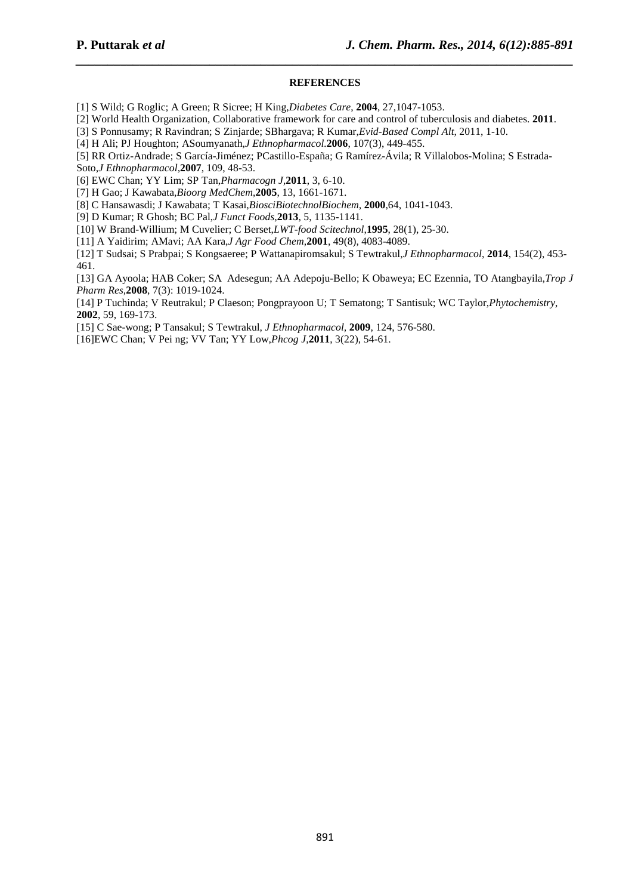**REFERENCES**

[1] S Wild; G Roglic; A Green; R Sicree; H King,*Diabetes Care*, **2004**, 27,1047-1053.

[2] World Health Organization, Collaborative framework for care and control of tuberculosis and diabetes. **2011**.

[3] S Ponnusamy; R Ravindran; S Zinjarde; SBhargava; R Kumar,*Evid-Based Compl Alt*, 2011, 1-10.

[4] H Ali; PJ Houghton; ASoumyanath,*J Ethnopharmacol.***2006**, 107(3), 449-455.

[5] RR Ortiz-Andrade; S García-Jiménez; PCastillo-España; G Ramírez-Ávila; R Villalobos-Molina; S Estrada-Soto,*J Ethnopharmacol*,**2007**, 109, 48-53.

[6] EWC Chan; YY Lim; SP Tan,*Pharmacogn J*,**2011**, 3, 6-10.

[7] H Gao; J Kawabata,*Bioorg MedChem*,**2005**, 13, 1661-1671.

[8] C Hansawasdi; J Kawabata; T Kasai,*BiosciBiotechnolBiochem*, **2000**,64, 1041-1043.

[9] D Kumar; R Ghosh; BC Pal,*J Funct Foods*,**2013**, 5, 1135-1141.

[10] W Brand-Willium; M Cuvelier; C Berset,*LWT-food Scitechnol*,**1995**, 28(1), 25-30.

[11] A Yaidirim; AMavi; AA Kara,*J Agr Food Chem*,**2001**, 49(8), 4083-4089.

[12] T Sudsai; S Prabpai; S Kongsaeree; P Wattanapiromsakul; S Tewtrakul,*J Ethnopharmacol*, **2014**, 154(2), 453-461.

[13] GA Ayoola; HAB Coker; SA Adesegun; AA Adepoju-Bello; K Obaweya; EC Ezennia, TO Atangbayila,*Trop J Pharm Res*,**2008**, 7(3): 1019-1024.

[14] P Tuchinda; V Reutrakul; P Claeson; Pongprayoon U; T Sematong; T Santisuk; WC Taylor,*Phytochemistry*, **2002**, 59, 169-173.

[15] C Sae-wong; P Tansakul; S Tewtrakul, *J Ethnopharmacol*, **2009**, 124, 576-580.

[16]EWC Chan; V Pei ng; VV Tan; YY Low,*Phcog J*,**2011**, 3(22), 54-61.